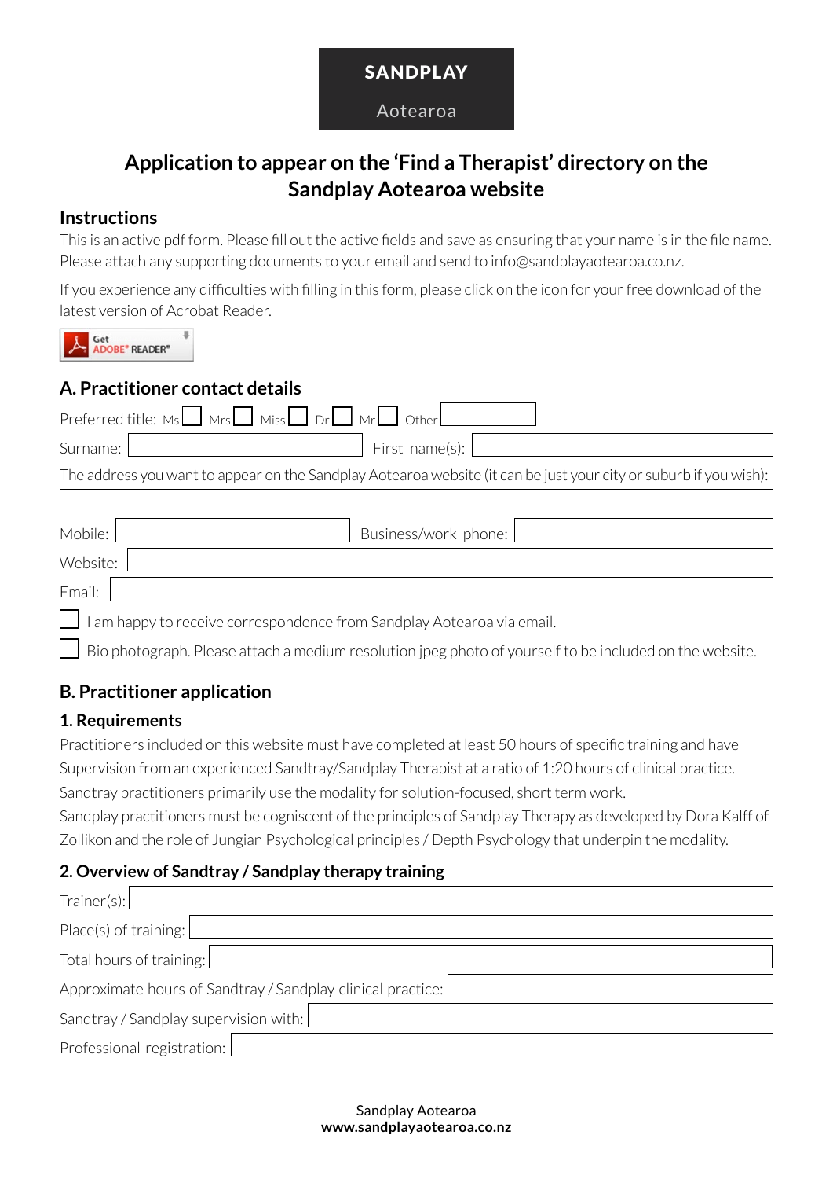SANDPLAY

Aotearoa

# Application to appear on the 'Find a Therapist' directory on the Sandplay Aotearoa website

## Instructions

This is an active pdf form. Please fill out the active fields and save as ensuring that your name is in the file name. Please attach any supporting documents to your email and send to info@sandplayaotearoa.co.nz.

If you experience any difficulties with filling in this form, please click on the icon for your free download of the latest version of Acrobat Reader.

Get ADOBE® READER®

## A. Practitioner contact details

Preferred title: Ms ☐ Mrs ☐ Miss ☐ Dr ☐ Mr ☐ Other ________

Surname: ________ First name(s): ________

The address you want to appear on the Sandplay Aotearoa website (it can be just your city or suburb if you wish):

________

Mobile: ________ Business/work phone: ________

Website: ________

Email: ________

☐ I am happy to receive correspondence from Sandplay Aotearoa via email.

☐ Bio photograph. Please attach a medium resolution jpeg photo of yourself to be included on the website.

## B. Practitioner application

### 1. Requirements

Practitioners included on this website must have completed at least 50 hours of specific training and have Supervision from an experienced Sandtray/Sandplay Therapist at a ratio of 1:20 hours of clinical practice. Sandtray practitioners primarily use the modality for solution-focused, short term work.

Sandplay practitioners must be cogniscent of the principles of Sandplay Therapy as developed by Dora Kalff of Zollikon and the role of Jungian Psychological principles / Depth Psychology that underpin the modality.

### 2. Overview of Sandtray / Sandplay therapy training

Trainer(s): ________

Place(s) of training: ________

Total hours of training: ________

Approximate hours of Sandtray / Sandplay clinical practice: ________

Sandtray / Sandplay supervision with: ________

Professional registration: ________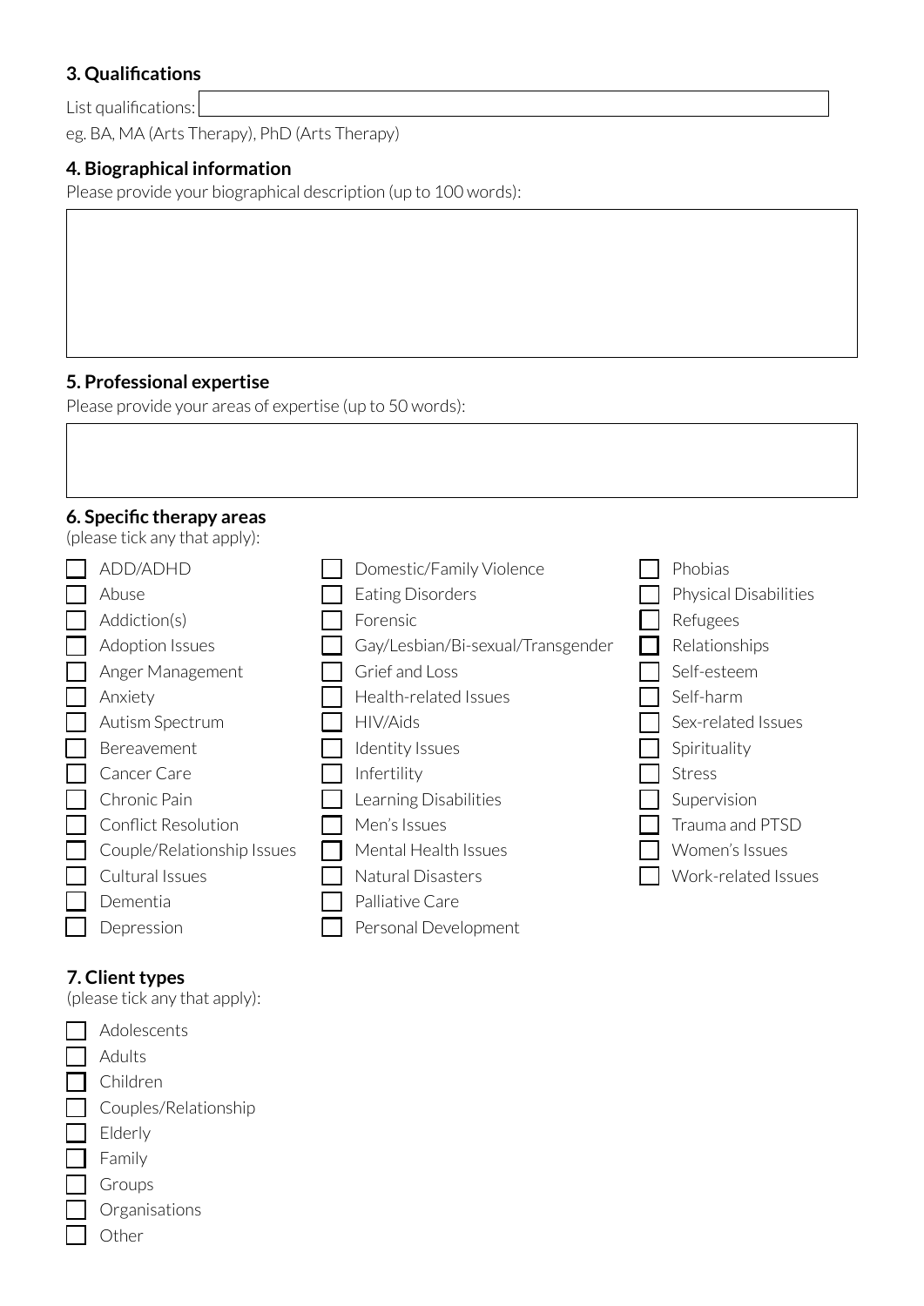## 3. Qualifications

List qualifications:

eg. BA, MA (Arts Therapy), PhD (Arts Therapy)

## 4. Biographical information

Please provide your biographical description (up to 100 words):

## 5. Professional expertise

Please provide your areas of expertise (up to 50 words):

## 6. Specific therapy areas

(please tick any that apply):

- [ ] ADD/ADHD
- [ ] Abuse
- [ ] Addiction(s)
- [ ] Adoption Issues
- [ ] Anger Management
- [ ] Anxiety
- [ ] Autism Spectrum
- [ ] Bereavement
- [ ] Cancer Care
- [ ] Chronic Pain
- [ ] Conflict Resolution
- [ ] Couple/Relationship Issues
- [ ] Cultural Issues
- [ ] Dementia
- [ ] Depression
- [ ] Domestic/Family Violence
- [ ] Eating Disorders
- [ ] Forensic
- [ ] Gay/Lesbian/Bi-sexual/Transgender
- [ ] Grief and Loss
- [ ] Health-related Issues
- [ ] HIV/Aids
- [ ] Identity Issues
- [ ] Infertility
- [ ] Learning Disabilities
- [ ] Men's Issues
- [ ] Mental Health Issues
- [ ] Natural Disasters
- [ ] Palliative Care
- [ ] Personal Development
- [ ] Phobias
- [ ] Physical Disabilities
- [ ] Refugees
- [ ] Relationships
- [ ] Self-esteem
- [ ] Self-harm
- [ ] Sex-related Issues
- [ ] Spirituality
- [ ] Stress
- [ ] Supervision
- [ ] Trauma and PTSD
- [ ] Women's Issues
- [ ] Work-related Issues

## 7. Client types

(please tick any that apply):

- [ ] Adolescents
- [ ] Adults
- [ ] Children
- [ ] Couples/Relationship
- [ ] Elderly
- [ ] Family
- [ ] Groups
- [ ] Organisations
- [ ] Other